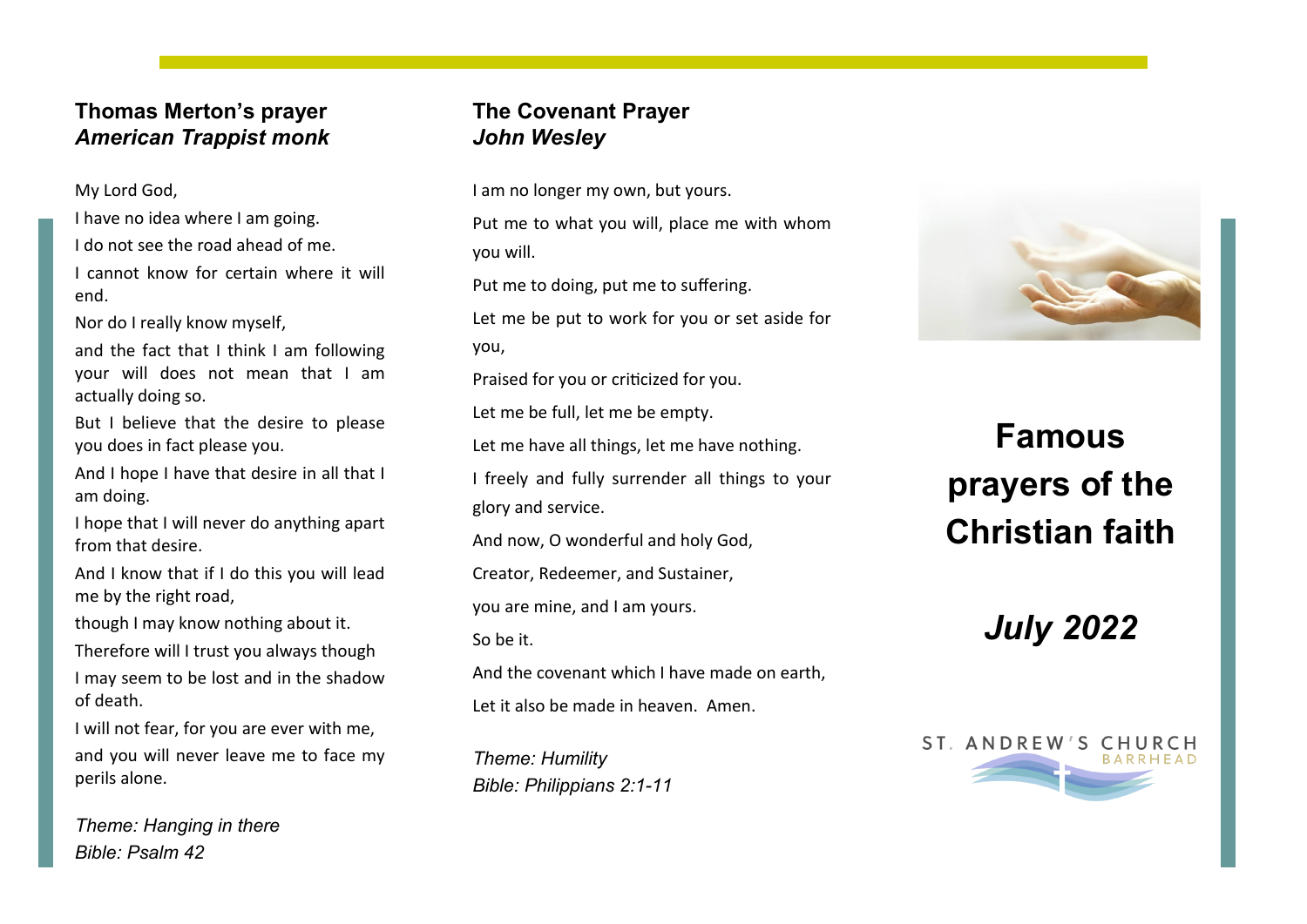## Thomas Merton's prayer
### *American Trappist monk*

My Lord God,

I have no idea where I am going.

I do not see the road ahead of me.

I cannot know for certain where it will end.

Nor do I really know myself,

and the fact that I think I am following your will does not mean that I am actually doing so.

But I believe that the desire to please you does in fact please you.

And I hope I have that desire in all that I am doing.

I hope that I will never do anything apart from that desire.

And I know that if I do this you will lead me by the right road,

though I may know nothing about it.

Therefore will I trust you always though

I may seem to be lost and in the shadow of death.

I will not fear, for you are ever with me,

and you will never leave me to face my perils alone.

*Theme: Hanging in there*
*Bible: Psalm 42*

## The Covenant Prayer
### *John Wesley*

I am no longer my own, but yours.

Put me to what you will, place me with whom you will.

Put me to doing, put me to suffering.

Let me be put to work for you or set aside for you,

Praised for you or criticized for you.

Let me be full, let me be empty.

Let me have all things, let me have nothing.

I freely and fully surrender all things to your glory and service.

And now, O wonderful and holy God,

Creator, Redeemer, and Sustainer,

you are mine, and I am yours.

So be it.

And the covenant which I have made on earth,

Let it also be made in heaven. Amen.

*Theme: Humility*
*Bible: Philippians 2:1-11*

# Famous prayers of the Christian faith

## *July 2022*

ST. ANDREW'S CHURCH
BARRHEAD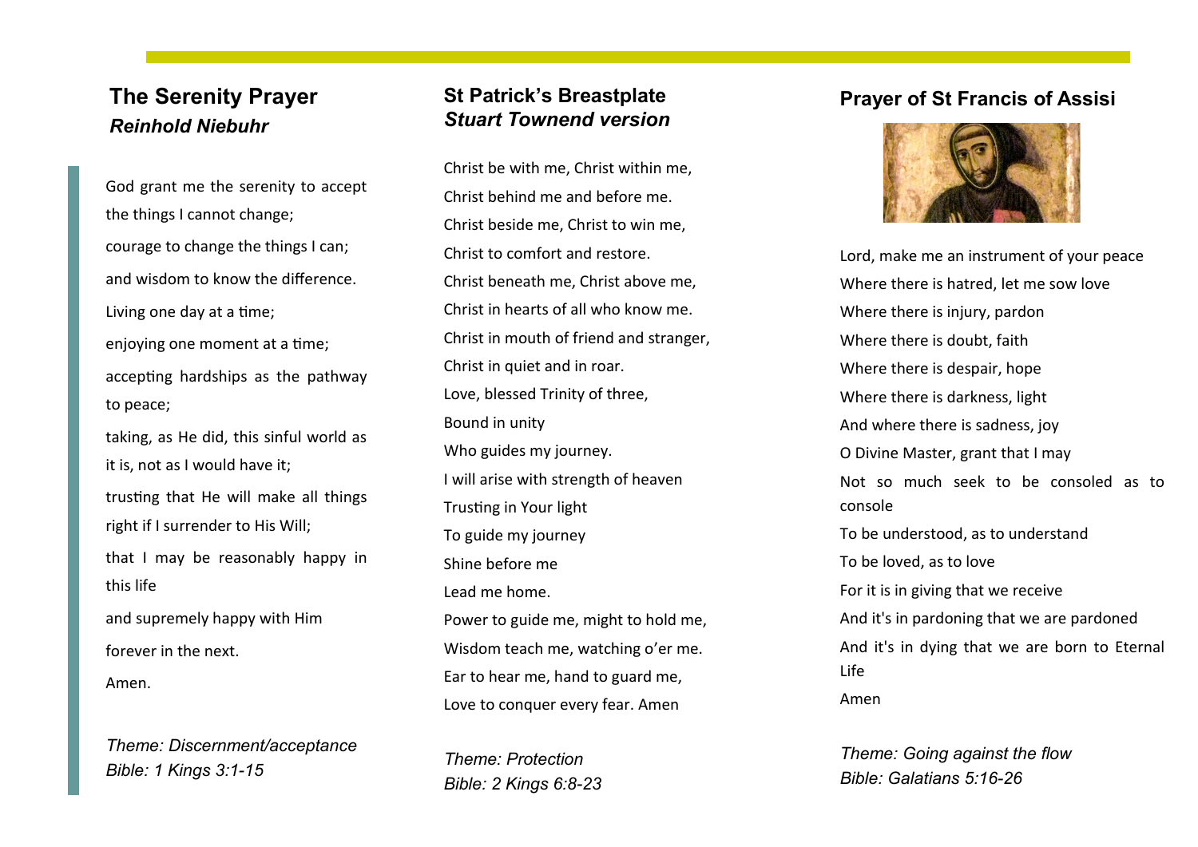## The Serenity Prayer
***Reinhold Niebuhr***

God grant me the serenity to accept the things I cannot change;

courage to change the things I can;

and wisdom to know the difference.

Living one day at a time;

enjoying one moment at a time;

accepting hardships as the pathway to peace;

taking, as He did, this sinful world as it is, not as I would have it;

trusting that He will make all things right if I surrender to His Will;

that I may be reasonably happy in this life

and supremely happy with Him

forever in the next.

Amen.

*Theme: Discernment/acceptance*
*Bible: 1 Kings 3:1-15*

## St Patrick's Breastplate
***Stuart Townend version***

Christ be with me, Christ within me,
Christ behind me and before me.
Christ beside me, Christ to win me,
Christ to comfort and restore.
Christ beneath me, Christ above me,
Christ in hearts of all who know me.
Christ in mouth of friend and stranger,
Christ in quiet and in roar.
Love, blessed Trinity of three,
Bound in unity
Who guides my journey.
I will arise with strength of heaven
Trusting in Your light
To guide my journey
Shine before me
Lead me home.
Power to guide me, might to hold me,
Wisdom teach me, watching o'er me.
Ear to hear me, hand to guard me,
Love to conquer every fear. Amen

*Theme: Protection*
*Bible: 2 Kings 6:8-23*

## Prayer of St Francis of Assisi

Lord, make me an instrument of your peace
Where there is hatred, let me sow love
Where there is injury, pardon
Where there is doubt, faith
Where there is despair, hope
Where there is darkness, light
And where there is sadness, joy
O Divine Master, grant that I may
Not so much seek to be consoled as to console
To be understood, as to understand
To be loved, as to love
For it is in giving that we receive
And it's in pardoning that we are pardoned
And it's in dying that we are born to Eternal Life
Amen

*Theme: Going against the flow*
*Bible: Galatians 5:16-26*